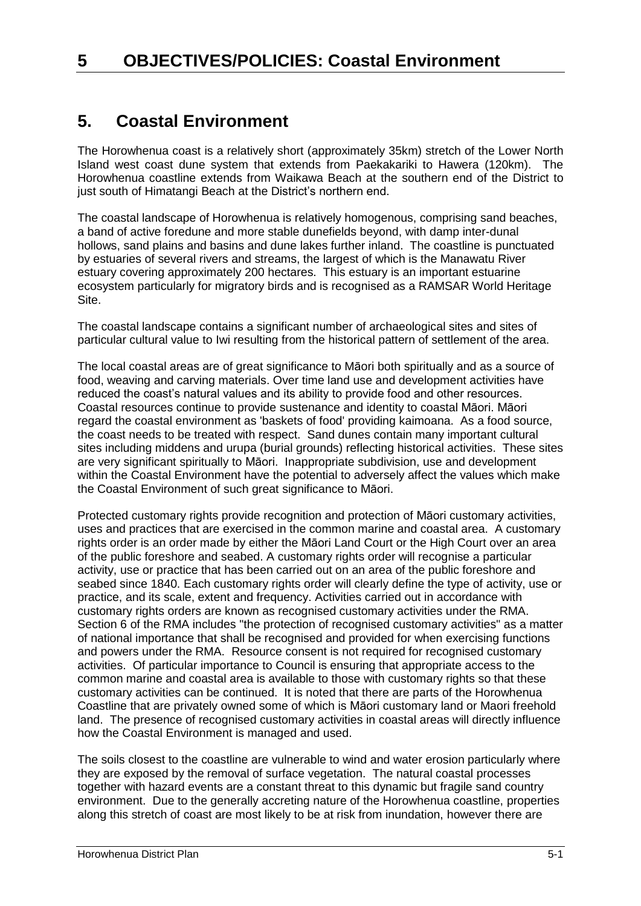# 5 OBJECTIVES/POLICIES: Coastal Environment

## 5. Coastal Environment

The Horowhenua coast is a relatively short (approximately 35km) stretch of the Lower North Island west coast dune system that extends from Paekakariki to Hawera (120km). The Horowhenua coastline extends from Waikawa Beach at the southern end of the District to just south of Himatangi Beach at the District's northern end.

The coastal landscape of Horowhenua is relatively homogenous, comprising sand beaches, a band of active foredune and more stable dunefields beyond, with damp inter-dunal hollows, sand plains and basins and dune lakes further inland. The coastline is punctuated by estuaries of several rivers and streams, the largest of which is the Manawatu River estuary covering approximately 200 hectares. This estuary is an important estuarine ecosystem particularly for migratory birds and is recognised as a RAMSAR World Heritage Site.

The coastal landscape contains a significant number of archaeological sites and sites of particular cultural value to Iwi resulting from the historical pattern of settlement of the area.

The local coastal areas are of great significance to Māori both spiritually and as a source of food, weaving and carving materials. Over time land use and development activities have reduced the coast's natural values and its ability to provide food and other resources. Coastal resources continue to provide sustenance and identity to coastal Māori. Māori regard the coastal environment as 'baskets of food' providing kaimoana. As a food source, the coast needs to be treated with respect. Sand dunes contain many important cultural sites including middens and urupa (burial grounds) reflecting historical activities. These sites are very significant spiritually to Māori. Inappropriate subdivision, use and development within the Coastal Environment have the potential to adversely affect the values which make the Coastal Environment of such great significance to Māori.

Protected customary rights provide recognition and protection of Māori customary activities, uses and practices that are exercised in the common marine and coastal area. A customary rights order is an order made by either the Māori Land Court or the High Court over an area of the public foreshore and seabed. A customary rights order will recognise a particular activity, use or practice that has been carried out on an area of the public foreshore and seabed since 1840. Each customary rights order will clearly define the type of activity, use or practice, and its scale, extent and frequency. Activities carried out in accordance with customary rights orders are known as recognised customary activities under the RMA. Section 6 of the RMA includes "the protection of recognised customary activities" as a matter of national importance that shall be recognised and provided for when exercising functions and powers under the RMA. Resource consent is not required for recognised customary activities. Of particular importance to Council is ensuring that appropriate access to the common marine and coastal area is available to those with customary rights so that these customary activities can be continued. It is noted that there are parts of the Horowhenua Coastline that are privately owned some of which is Māori customary land or Maori freehold land. The presence of recognised customary activities in coastal areas will directly influence how the Coastal Environment is managed and used.

The soils closest to the coastline are vulnerable to wind and water erosion particularly where they are exposed by the removal of surface vegetation. The natural coastal processes together with hazard events are a constant threat to this dynamic but fragile sand country environment. Due to the generally accreting nature of the Horowhenua coastline, properties along this stretch of coast are most likely to be at risk from inundation, however there are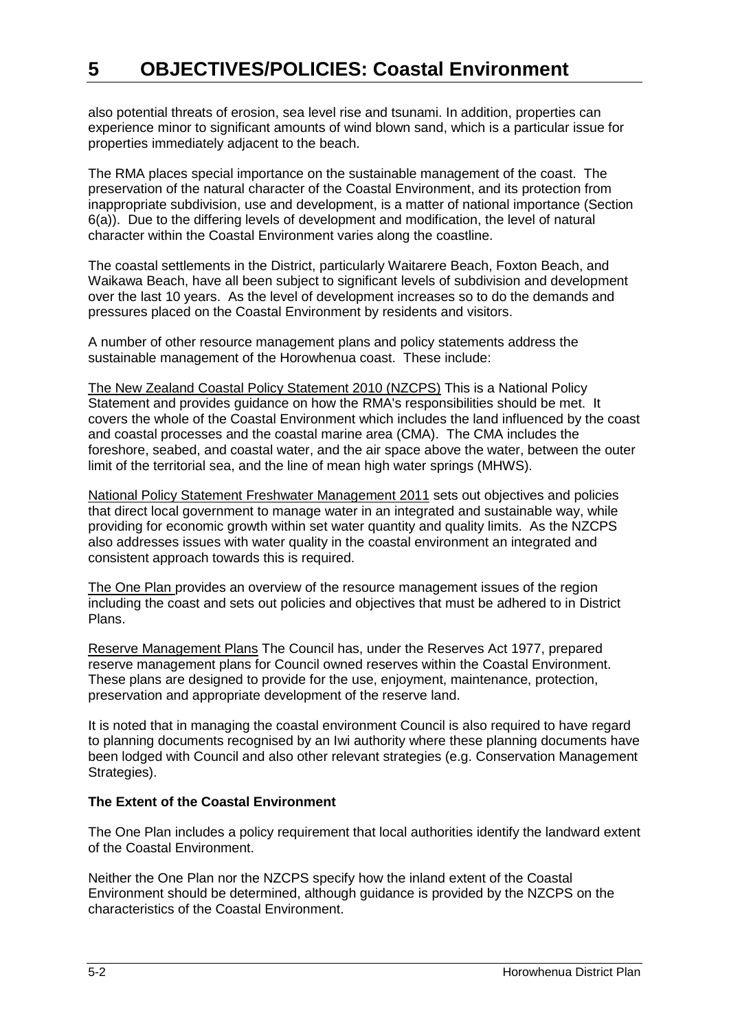also potential threats of erosion, sea level rise and tsunami. In addition, properties can experience minor to significant amounts of wind blown sand, which is a particular issue for properties immediately adjacent to the beach.

The RMA places special importance on the sustainable management of the coast. The preservation of the natural character of the Coastal Environment, and its protection from inappropriate subdivision, use and development, is a matter of national importance (Section 6(a)). Due to the differing levels of development and modification, the level of natural character within the Coastal Environment varies along the coastline.

The coastal settlements in the District, particularly Waitarere Beach, Foxton Beach, and Waikawa Beach, have all been subject to significant levels of subdivision and development over the last 10 years. As the level of development increases so to do the demands and pressures placed on the Coastal Environment by residents and visitors.

A number of other resource management plans and policy statements address the sustainable management of the Horowhenua coast. These include:

<u>The New Zealand Coastal Policy Statement 2010 (NZCPS)</u> This is a National Policy Statement and provides guidance on how the RMA's responsibilities should be met. It covers the whole of the Coastal Environment which includes the land influenced by the coast and coastal processes and the coastal marine area (CMA). The CMA includes the foreshore, seabed, and coastal water, and the air space above the water, between the outer limit of the territorial sea, and the line of mean high water springs (MHWS).

<u>National Policy Statement Freshwater Management 2011</u> sets out objectives and policies that direct local government to manage water in an integrated and sustainable way, while providing for economic growth within set water quantity and quality limits. As the NZCPS also addresses issues with water quality in the coastal environment an integrated and consistent approach towards this is required.

<u>The One Plan</u> provides an overview of the resource management issues of the region including the coast and sets out policies and objectives that must be adhered to in District Plans.

<u>Reserve Management Plans</u> The Council has, under the Reserves Act 1977, prepared reserve management plans for Council owned reserves within the Coastal Environment. These plans are designed to provide for the use, enjoyment, maintenance, protection, preservation and appropriate development of the reserve land.

It is noted that in managing the coastal environment Council is also required to have regard to planning documents recognised by an Iwi authority where these planning documents have been lodged with Council and also other relevant strategies (e.g. Conservation Management Strategies).

**The Extent of the Coastal Environment**

The One Plan includes a policy requirement that local authorities identify the landward extent of the Coastal Environment.

Neither the One Plan nor the NZCPS specify how the inland extent of the Coastal Environment should be determined, although guidance is provided by the NZCPS on the characteristics of the Coastal Environment.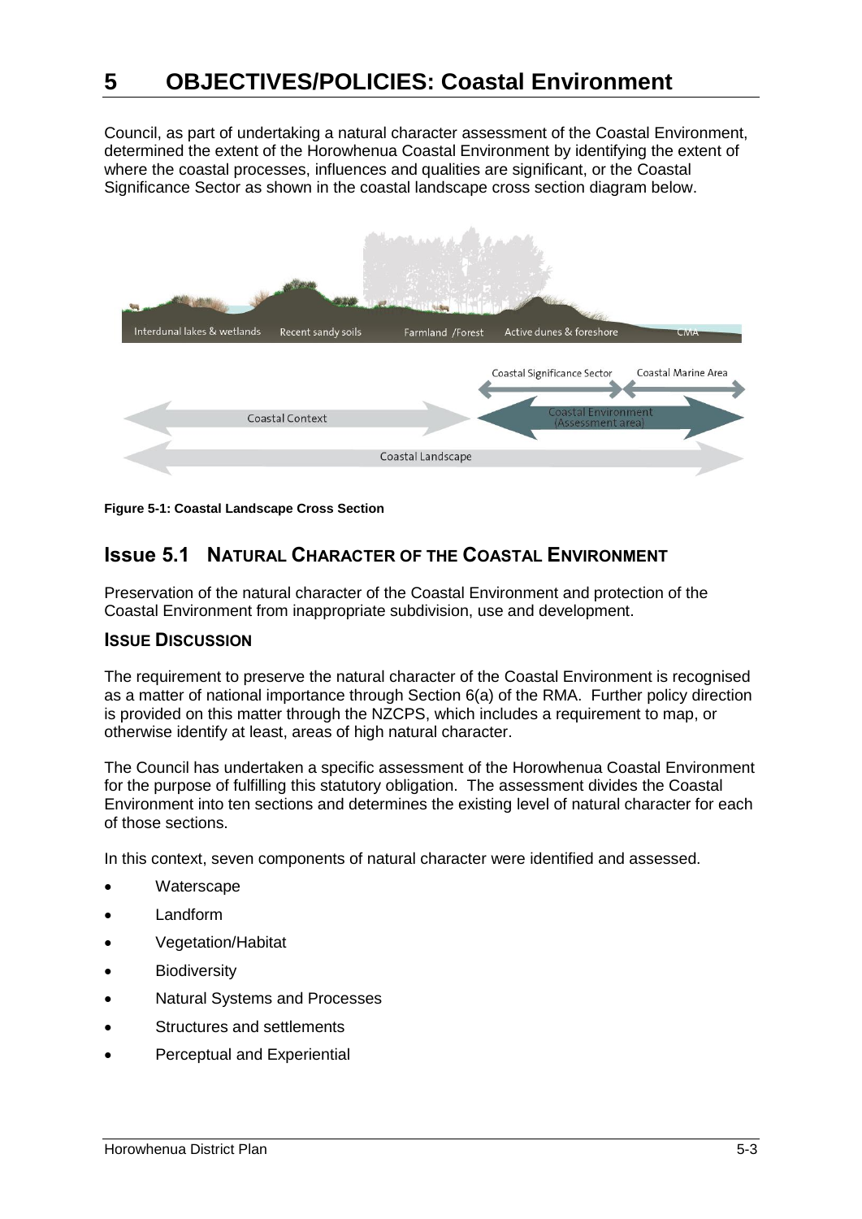# 5 OBJECTIVES/POLICIES: Coastal Environment

Council, as part of undertaking a natural character assessment of the Coastal Environment, determined the extent of the Horowhenua Coastal Environment by identifying the extent of where the coastal processes, influences and qualities are significant, or the Coastal Significance Sector as shown in the coastal landscape cross section diagram below.

**Figure 5-1: Coastal Landscape Cross Section**

## Issue 5.1 NATURAL CHARACTER OF THE COASTAL ENVIRONMENT

Preservation of the natural character of the Coastal Environment and protection of the Coastal Environment from inappropriate subdivision, use and development.

### ISSUE DISCUSSION

The requirement to preserve the natural character of the Coastal Environment is recognised as a matter of national importance through Section 6(a) of the RMA. Further policy direction is provided on this matter through the NZCPS, which includes a requirement to map, or otherwise identify at least, areas of high natural character.

The Council has undertaken a specific assessment of the Horowhenua Coastal Environment for the purpose of fulfilling this statutory obligation. The assessment divides the Coastal Environment into ten sections and determines the existing level of natural character for each of those sections.

In this context, seven components of natural character were identified and assessed.

- Waterscape
- Landform
- Vegetation/Habitat
- Biodiversity
- Natural Systems and Processes
- Structures and settlements
- Perceptual and Experiential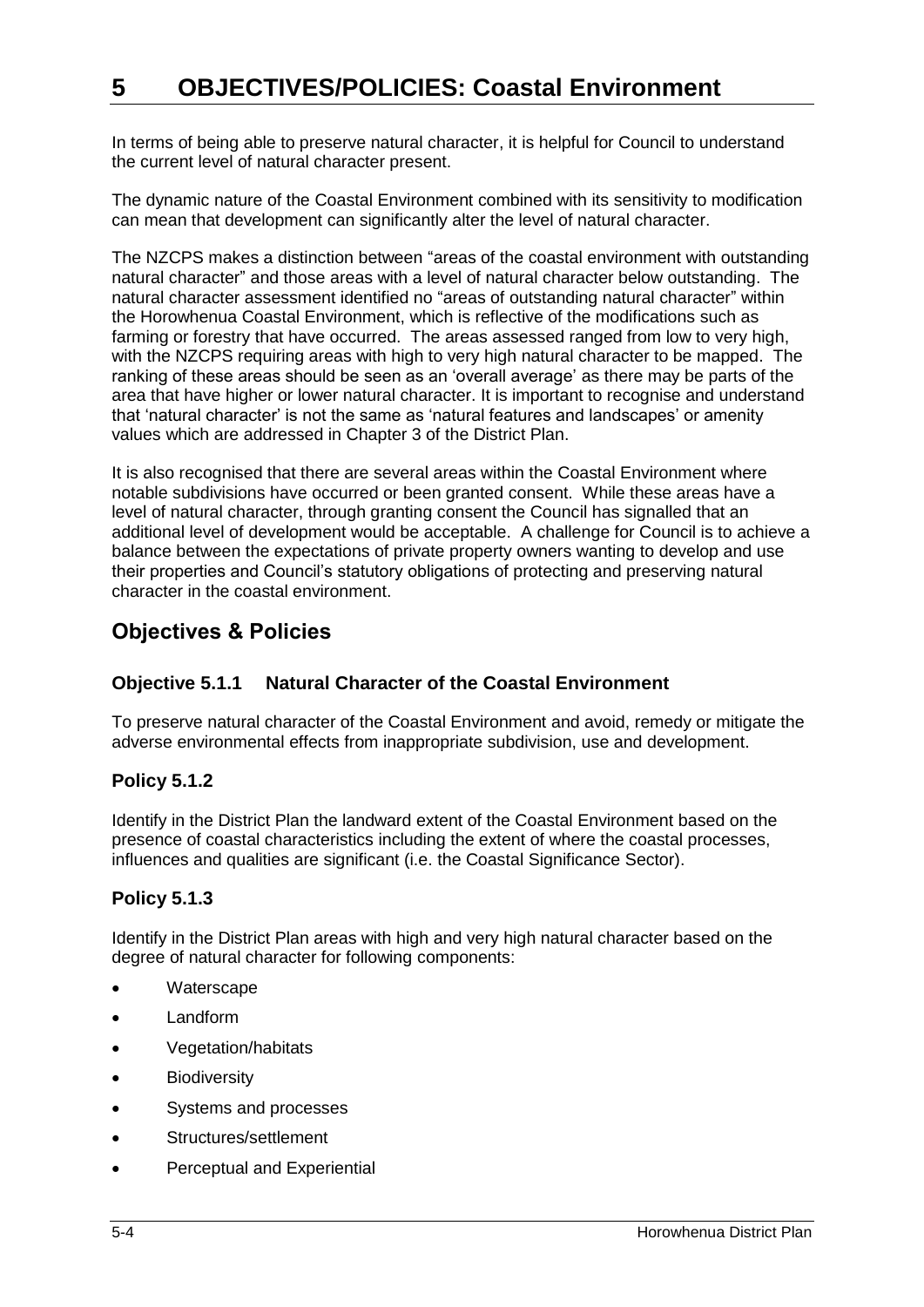# 5 OBJECTIVES/POLICIES: Coastal Environment

In terms of being able to preserve natural character, it is helpful for Council to understand the current level of natural character present.

The dynamic nature of the Coastal Environment combined with its sensitivity to modification can mean that development can significantly alter the level of natural character.

The NZCPS makes a distinction between "areas of the coastal environment with outstanding natural character" and those areas with a level of natural character below outstanding. The natural character assessment identified no "areas of outstanding natural character" within the Horowhenua Coastal Environment, which is reflective of the modifications such as farming or forestry that have occurred. The areas assessed ranged from low to very high, with the NZCPS requiring areas with high to very high natural character to be mapped. The ranking of these areas should be seen as an 'overall average' as there may be parts of the area that have higher or lower natural character. It is important to recognise and understand that 'natural character' is not the same as 'natural features and landscapes' or amenity values which are addressed in Chapter 3 of the District Plan.

It is also recognised that there are several areas within the Coastal Environment where notable subdivisions have occurred or been granted consent. While these areas have a level of natural character, through granting consent the Council has signalled that an additional level of development would be acceptable. A challenge for Council is to achieve a balance between the expectations of private property owners wanting to develop and use their properties and Council's statutory obligations of protecting and preserving natural character in the coastal environment.

## Objectives & Policies

### Objective 5.1.1 Natural Character of the Coastal Environment

To preserve natural character of the Coastal Environment and avoid, remedy or mitigate the adverse environmental effects from inappropriate subdivision, use and development.

### Policy 5.1.2

Identify in the District Plan the landward extent of the Coastal Environment based on the presence of coastal characteristics including the extent of where the coastal processes, influences and qualities are significant (i.e. the Coastal Significance Sector).

### Policy 5.1.3

Identify in the District Plan areas with high and very high natural character based on the degree of natural character for following components:

- Waterscape
- Landform
- Vegetation/habitats
- Biodiversity
- Systems and processes
- Structures/settlement
- Perceptual and Experiential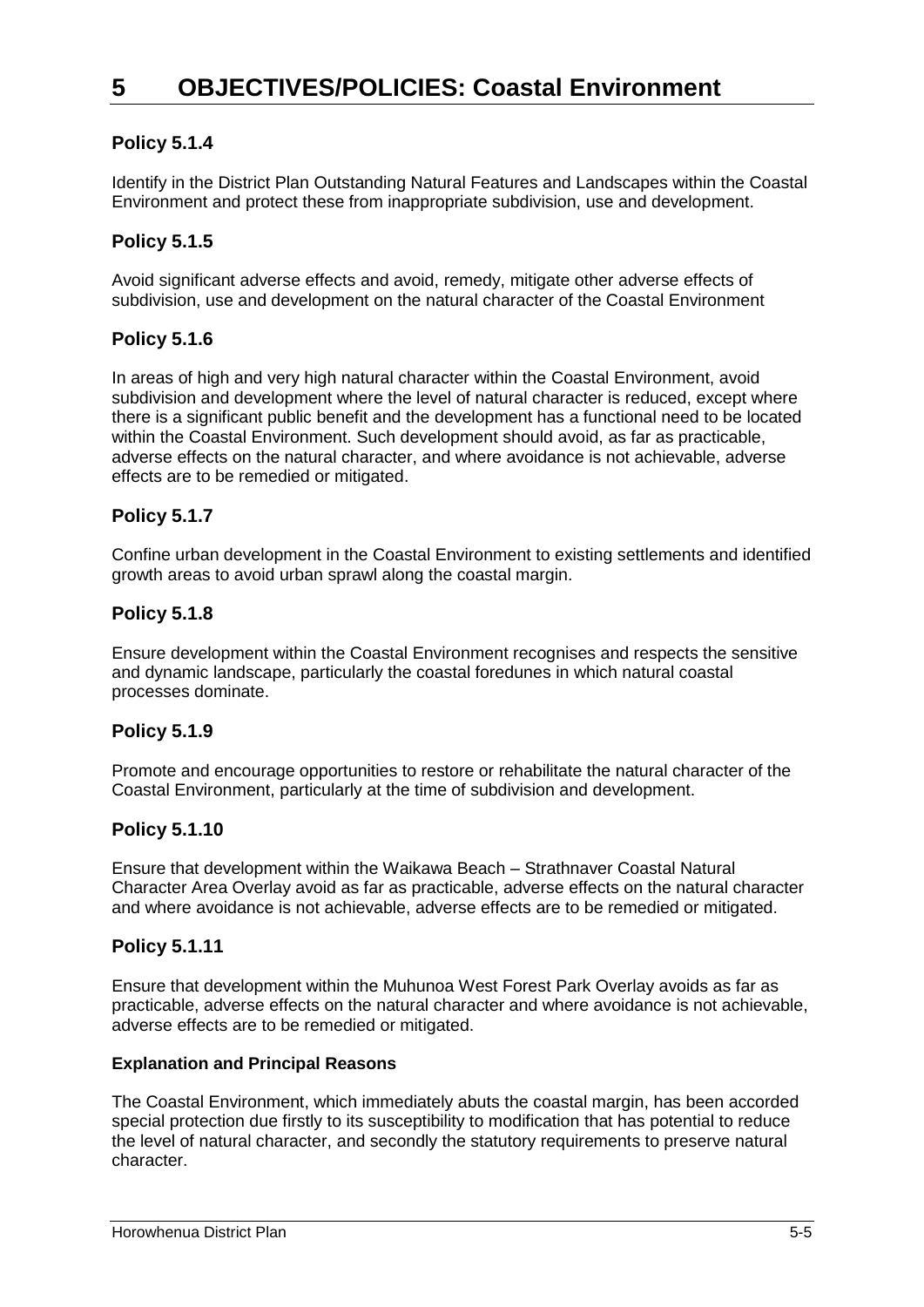# 5 OBJECTIVES/POLICIES: Coastal Environment

### Policy 5.1.4

Identify in the District Plan Outstanding Natural Features and Landscapes within the Coastal Environment and protect these from inappropriate subdivision, use and development.

### Policy 5.1.5

Avoid significant adverse effects and avoid, remedy, mitigate other adverse effects of subdivision, use and development on the natural character of the Coastal Environment

### Policy 5.1.6

In areas of high and very high natural character within the Coastal Environment, avoid subdivision and development where the level of natural character is reduced, except where there is a significant public benefit and the development has a functional need to be located within the Coastal Environment. Such development should avoid, as far as practicable, adverse effects on the natural character, and where avoidance is not achievable, adverse effects are to be remedied or mitigated.

### Policy 5.1.7

Confine urban development in the Coastal Environment to existing settlements and identified growth areas to avoid urban sprawl along the coastal margin.

### Policy 5.1.8

Ensure development within the Coastal Environment recognises and respects the sensitive and dynamic landscape, particularly the coastal foredunes in which natural coastal processes dominate.

### Policy 5.1.9

Promote and encourage opportunities to restore or rehabilitate the natural character of the Coastal Environment, particularly at the time of subdivision and development.

### Policy 5.1.10

Ensure that development within the Waikawa Beach – Strathnaver Coastal Natural Character Area Overlay avoid as far as practicable, adverse effects on the natural character and where avoidance is not achievable, adverse effects are to be remedied or mitigated.

### Policy 5.1.11

Ensure that development within the Muhunoa West Forest Park Overlay avoids as far as practicable, adverse effects on the natural character and where avoidance is not achievable, adverse effects are to be remedied or mitigated.

#### Explanation and Principal Reasons

The Coastal Environment, which immediately abuts the coastal margin, has been accorded special protection due firstly to its susceptibility to modification that has potential to reduce the level of natural character, and secondly the statutory requirements to preserve natural character.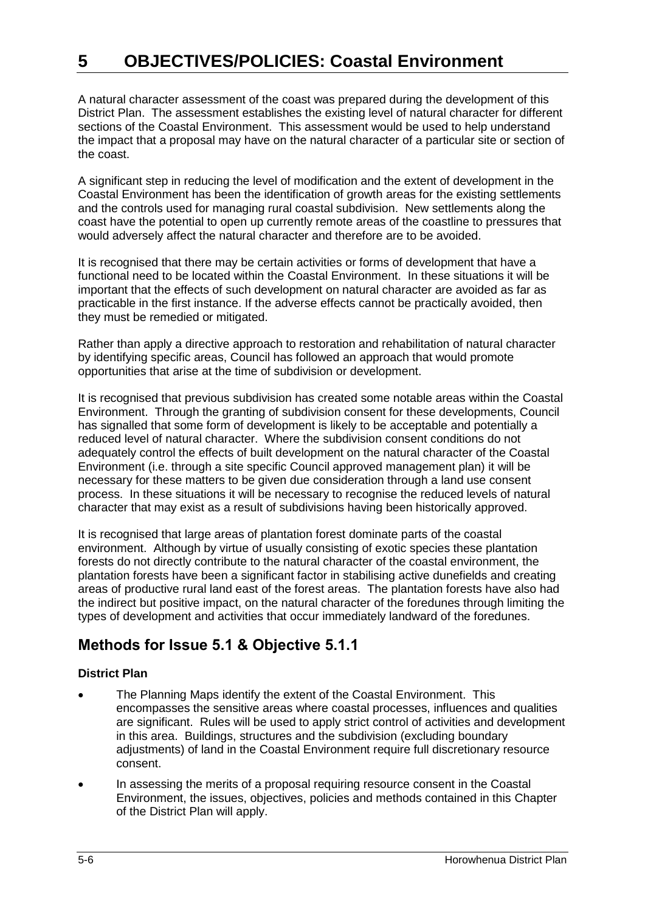# 5 OBJECTIVES/POLICIES: Coastal Environment

A natural character assessment of the coast was prepared during the development of this District Plan. The assessment establishes the existing level of natural character for different sections of the Coastal Environment. This assessment would be used to help understand the impact that a proposal may have on the natural character of a particular site or section of the coast.

A significant step in reducing the level of modification and the extent of development in the Coastal Environment has been the identification of growth areas for the existing settlements and the controls used for managing rural coastal subdivision. New settlements along the coast have the potential to open up currently remote areas of the coastline to pressures that would adversely affect the natural character and therefore are to be avoided.

It is recognised that there may be certain activities or forms of development that have a functional need to be located within the Coastal Environment. In these situations it will be important that the effects of such development on natural character are avoided as far as practicable in the first instance. If the adverse effects cannot be practically avoided, then they must be remedied or mitigated.

Rather than apply a directive approach to restoration and rehabilitation of natural character by identifying specific areas, Council has followed an approach that would promote opportunities that arise at the time of subdivision or development.

It is recognised that previous subdivision has created some notable areas within the Coastal Environment. Through the granting of subdivision consent for these developments, Council has signalled that some form of development is likely to be acceptable and potentially a reduced level of natural character. Where the subdivision consent conditions do not adequately control the effects of built development on the natural character of the Coastal Environment (i.e. through a site specific Council approved management plan) it will be necessary for these matters to be given due consideration through a land use consent process. In these situations it will be necessary to recognise the reduced levels of natural character that may exist as a result of subdivisions having been historically approved.

It is recognised that large areas of plantation forest dominate parts of the coastal environment. Although by virtue of usually consisting of exotic species these plantation forests do not directly contribute to the natural character of the coastal environment, the plantation forests have been a significant factor in stabilising active dunefields and creating areas of productive rural land east of the forest areas. The plantation forests have also had the indirect but positive impact, on the natural character of the foredunes through limiting the types of development and activities that occur immediately landward of the foredunes.

## Methods for Issue 5.1 & Objective 5.1.1

**District Plan**

- The Planning Maps identify the extent of the Coastal Environment. This encompasses the sensitive areas where coastal processes, influences and qualities are significant. Rules will be used to apply strict control of activities and development in this area. Buildings, structures and the subdivision (excluding boundary adjustments) of land in the Coastal Environment require full discretionary resource consent.
- In assessing the merits of a proposal requiring resource consent in the Coastal Environment, the issues, objectives, policies and methods contained in this Chapter of the District Plan will apply.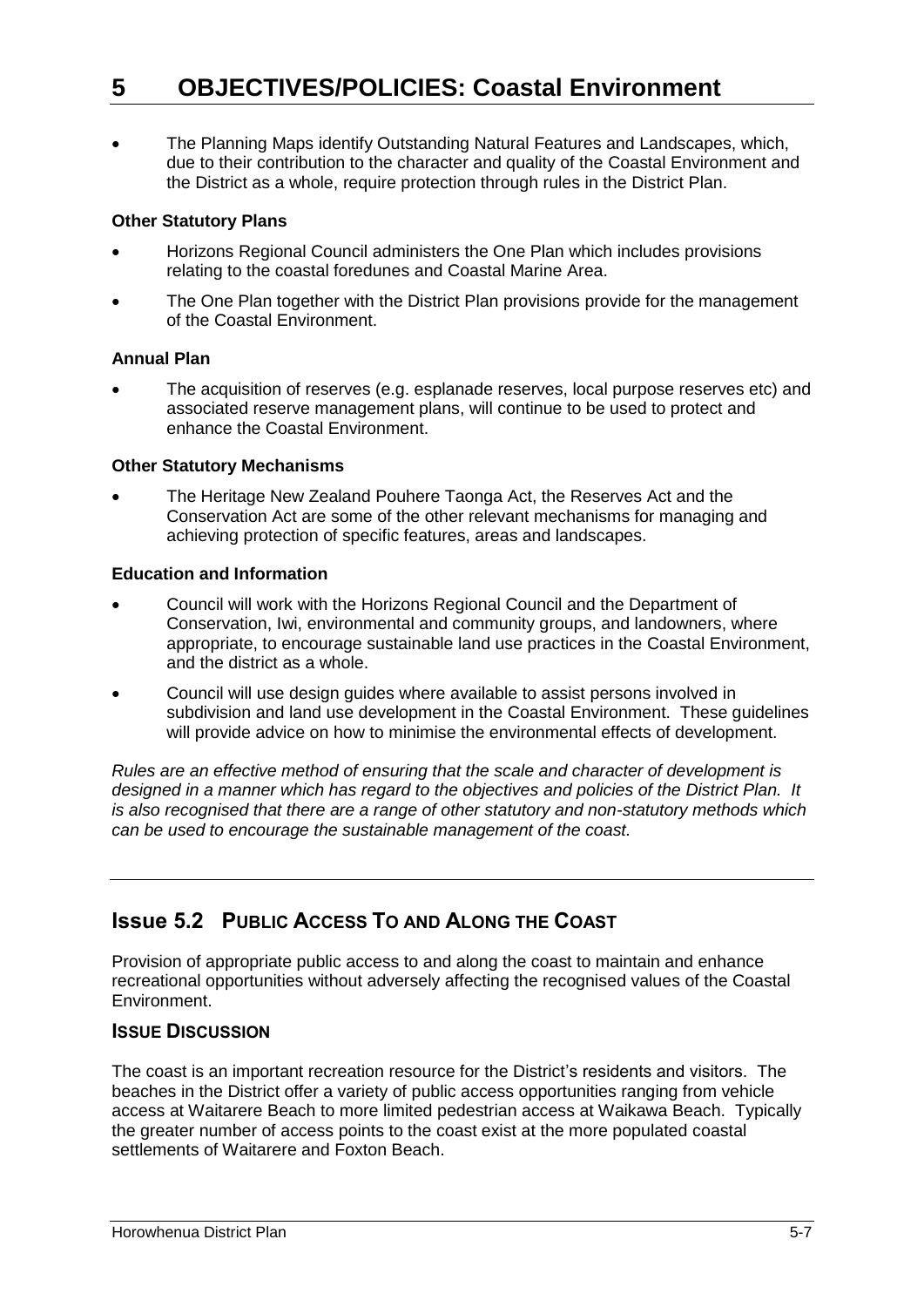- The Planning Maps identify Outstanding Natural Features and Landscapes, which, due to their contribution to the character and quality of the Coastal Environment and the District as a whole, require protection through rules in the District Plan.

**Other Statutory Plans**

- Horizons Regional Council administers the One Plan which includes provisions relating to the coastal foredunes and Coastal Marine Area.
- The One Plan together with the District Plan provisions provide for the management of the Coastal Environment.

**Annual Plan**

- The acquisition of reserves (e.g. esplanade reserves, local purpose reserves etc) and associated reserve management plans, will continue to be used to protect and enhance the Coastal Environment.

**Other Statutory Mechanisms**

- The Heritage New Zealand Pouhere Taonga Act, the Reserves Act and the Conservation Act are some of the other relevant mechanisms for managing and achieving protection of specific features, areas and landscapes.

**Education and Information**

- Council will work with the Horizons Regional Council and the Department of Conservation, Iwi, environmental and community groups, and landowners, where appropriate, to encourage sustainable land use practices in the Coastal Environment, and the district as a whole.
- Council will use design guides where available to assist persons involved in subdivision and land use development in the Coastal Environment. These guidelines will provide advice on how to minimise the environmental effects of development.

*Rules are an effective method of ensuring that the scale and character of development is designed in a manner which has regard to the objectives and policies of the District Plan. It is also recognised that there are a range of other statutory and non-statutory methods which can be used to encourage the sustainable management of the coast.*

---

## Issue 5.2 PUBLIC ACCESS TO AND ALONG THE COAST

Provision of appropriate public access to and along the coast to maintain and enhance recreational opportunities without adversely affecting the recognised values of the Coastal Environment.

### ISSUE DISCUSSION

The coast is an important recreation resource for the District's residents and visitors. The beaches in the District offer a variety of public access opportunities ranging from vehicle access at Waitarere Beach to more limited pedestrian access at Waikawa Beach. Typically the greater number of access points to the coast exist at the more populated coastal settlements of Waitarere and Foxton Beach.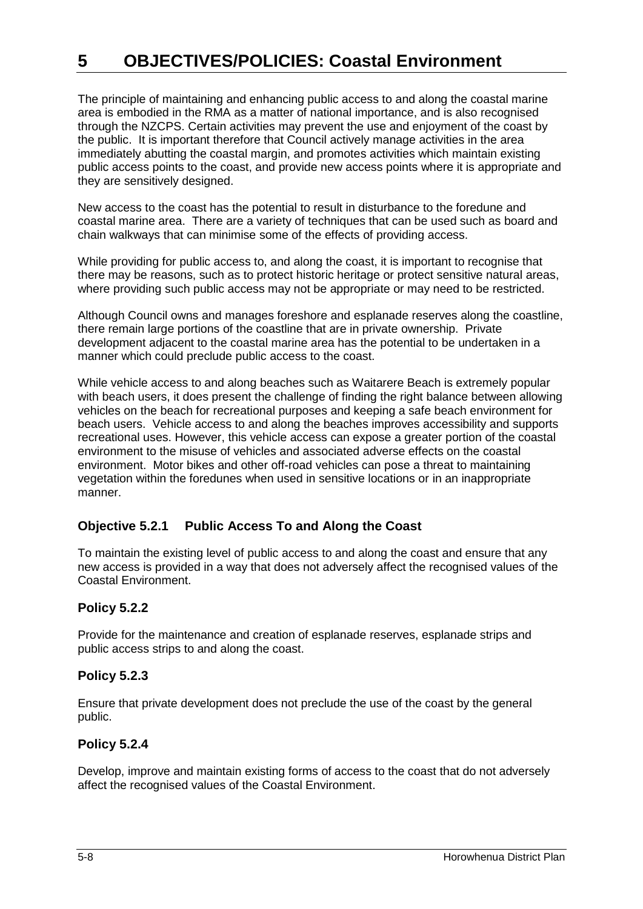# 5 OBJECTIVES/POLICIES: Coastal Environment

The principle of maintaining and enhancing public access to and along the coastal marine area is embodied in the RMA as a matter of national importance, and is also recognised through the NZCPS. Certain activities may prevent the use and enjoyment of the coast by the public. It is important therefore that Council actively manage activities in the area immediately abutting the coastal margin, and promotes activities which maintain existing public access points to the coast, and provide new access points where it is appropriate and they are sensitively designed.

New access to the coast has the potential to result in disturbance to the foredune and coastal marine area. There are a variety of techniques that can be used such as board and chain walkways that can minimise some of the effects of providing access.

While providing for public access to, and along the coast, it is important to recognise that there may be reasons, such as to protect historic heritage or protect sensitive natural areas, where providing such public access may not be appropriate or may need to be restricted.

Although Council owns and manages foreshore and esplanade reserves along the coastline, there remain large portions of the coastline that are in private ownership. Private development adjacent to the coastal marine area has the potential to be undertaken in a manner which could preclude public access to the coast.

While vehicle access to and along beaches such as Waitarere Beach is extremely popular with beach users, it does present the challenge of finding the right balance between allowing vehicles on the beach for recreational purposes and keeping a safe beach environment for beach users. Vehicle access to and along the beaches improves accessibility and supports recreational uses. However, this vehicle access can expose a greater portion of the coastal environment to the misuse of vehicles and associated adverse effects on the coastal environment. Motor bikes and other off-road vehicles can pose a threat to maintaining vegetation within the foredunes when used in sensitive locations or in an inappropriate manner.

### Objective 5.2.1 Public Access To and Along the Coast

To maintain the existing level of public access to and along the coast and ensure that any new access is provided in a way that does not adversely affect the recognised values of the Coastal Environment.

### Policy 5.2.2

Provide for the maintenance and creation of esplanade reserves, esplanade strips and public access strips to and along the coast.

### Policy 5.2.3

Ensure that private development does not preclude the use of the coast by the general public.

### Policy 5.2.4

Develop, improve and maintain existing forms of access to the coast that do not adversely affect the recognised values of the Coastal Environment.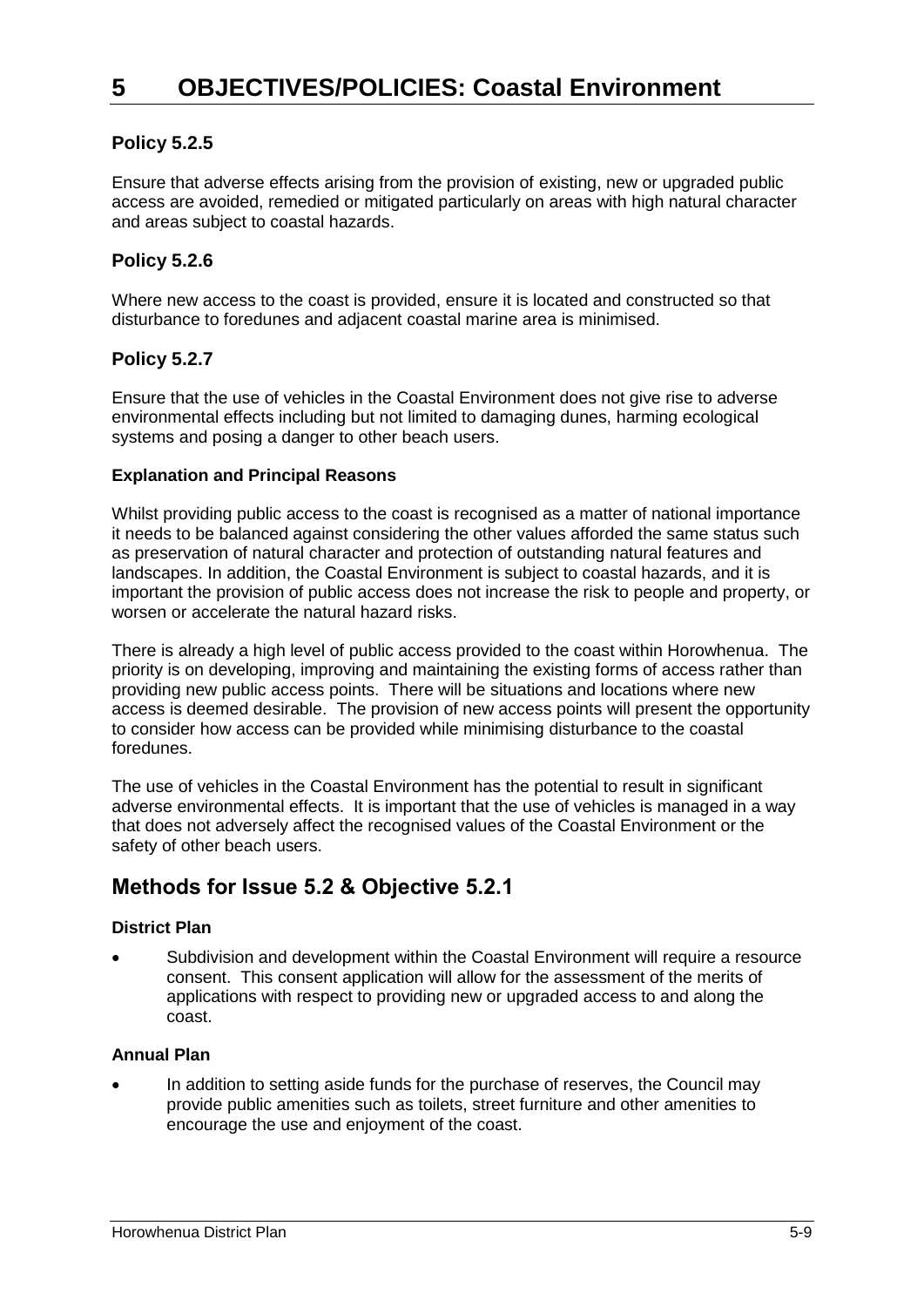# 5 OBJECTIVES/POLICIES: Coastal Environment

### Policy 5.2.5

Ensure that adverse effects arising from the provision of existing, new or upgraded public access are avoided, remedied or mitigated particularly on areas with high natural character and areas subject to coastal hazards.

### Policy 5.2.6

Where new access to the coast is provided, ensure it is located and constructed so that disturbance to foredunes and adjacent coastal marine area is minimised.

### Policy 5.2.7

Ensure that the use of vehicles in the Coastal Environment does not give rise to adverse environmental effects including but not limited to damaging dunes, harming ecological systems and posing a danger to other beach users.

**Explanation and Principal Reasons**

Whilst providing public access to the coast is recognised as a matter of national importance it needs to be balanced against considering the other values afforded the same status such as preservation of natural character and protection of outstanding natural features and landscapes. In addition, the Coastal Environment is subject to coastal hazards, and it is important the provision of public access does not increase the risk to people and property, or worsen or accelerate the natural hazard risks.

There is already a high level of public access provided to the coast within Horowhenua. The priority is on developing, improving and maintaining the existing forms of access rather than providing new public access points. There will be situations and locations where new access is deemed desirable. The provision of new access points will present the opportunity to consider how access can be provided while minimising disturbance to the coastal foredunes.

The use of vehicles in the Coastal Environment has the potential to result in significant adverse environmental effects. It is important that the use of vehicles is managed in a way that does not adversely affect the recognised values of the Coastal Environment or the safety of other beach users.

## Methods for Issue 5.2 & Objective 5.2.1

**District Plan**

- Subdivision and development within the Coastal Environment will require a resource consent. This consent application will allow for the assessment of the merits of applications with respect to providing new or upgraded access to and along the coast.

**Annual Plan**

- In addition to setting aside funds for the purchase of reserves, the Council may provide public amenities such as toilets, street furniture and other amenities to encourage the use and enjoyment of the coast.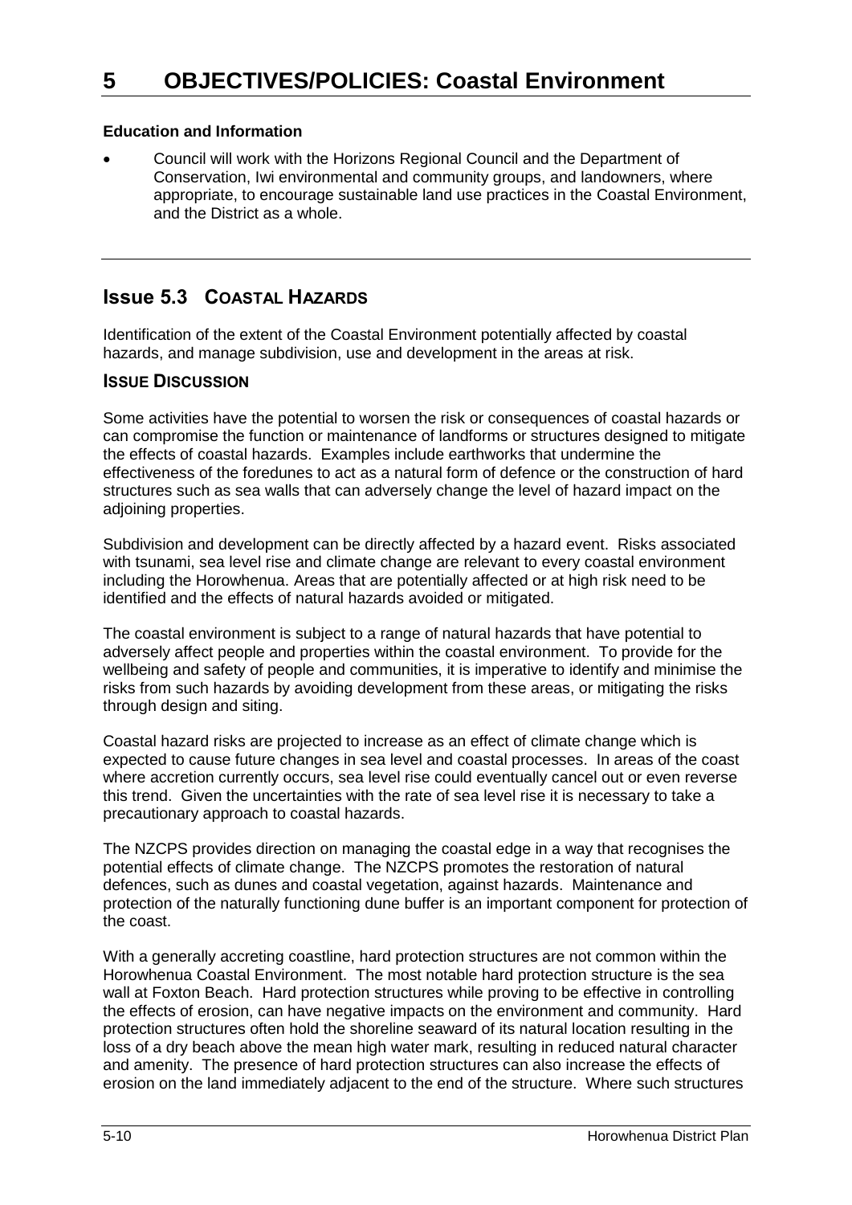# 5 OBJECTIVES/POLICIES: Coastal Environment

**Education and Information**

- Council will work with the Horizons Regional Council and the Department of Conservation, Iwi environmental and community groups, and landowners, where appropriate, to encourage sustainable land use practices in the Coastal Environment, and the District as a whole.

## Issue 5.3 COASTAL HAZARDS

Identification of the extent of the Coastal Environment potentially affected by coastal hazards, and manage subdivision, use and development in the areas at risk.

### ISSUE DISCUSSION

Some activities have the potential to worsen the risk or consequences of coastal hazards or can compromise the function or maintenance of landforms or structures designed to mitigate the effects of coastal hazards. Examples include earthworks that undermine the effectiveness of the foredunes to act as a natural form of defence or the construction of hard structures such as sea walls that can adversely change the level of hazard impact on the adjoining properties.

Subdivision and development can be directly affected by a hazard event. Risks associated with tsunami, sea level rise and climate change are relevant to every coastal environment including the Horowhenua. Areas that are potentially affected or at high risk need to be identified and the effects of natural hazards avoided or mitigated.

The coastal environment is subject to a range of natural hazards that have potential to adversely affect people and properties within the coastal environment. To provide for the wellbeing and safety of people and communities, it is imperative to identify and minimise the risks from such hazards by avoiding development from these areas, or mitigating the risks through design and siting.

Coastal hazard risks are projected to increase as an effect of climate change which is expected to cause future changes in sea level and coastal processes. In areas of the coast where accretion currently occurs, sea level rise could eventually cancel out or even reverse this trend. Given the uncertainties with the rate of sea level rise it is necessary to take a precautionary approach to coastal hazards.

The NZCPS provides direction on managing the coastal edge in a way that recognises the potential effects of climate change. The NZCPS promotes the restoration of natural defences, such as dunes and coastal vegetation, against hazards. Maintenance and protection of the naturally functioning dune buffer is an important component for protection of the coast.

With a generally accreting coastline, hard protection structures are not common within the Horowhenua Coastal Environment. The most notable hard protection structure is the sea wall at Foxton Beach. Hard protection structures while proving to be effective in controlling the effects of erosion, can have negative impacts on the environment and community. Hard protection structures often hold the shoreline seaward of its natural location resulting in the loss of a dry beach above the mean high water mark, resulting in reduced natural character and amenity. The presence of hard protection structures can also increase the effects of erosion on the land immediately adjacent to the end of the structure. Where such structures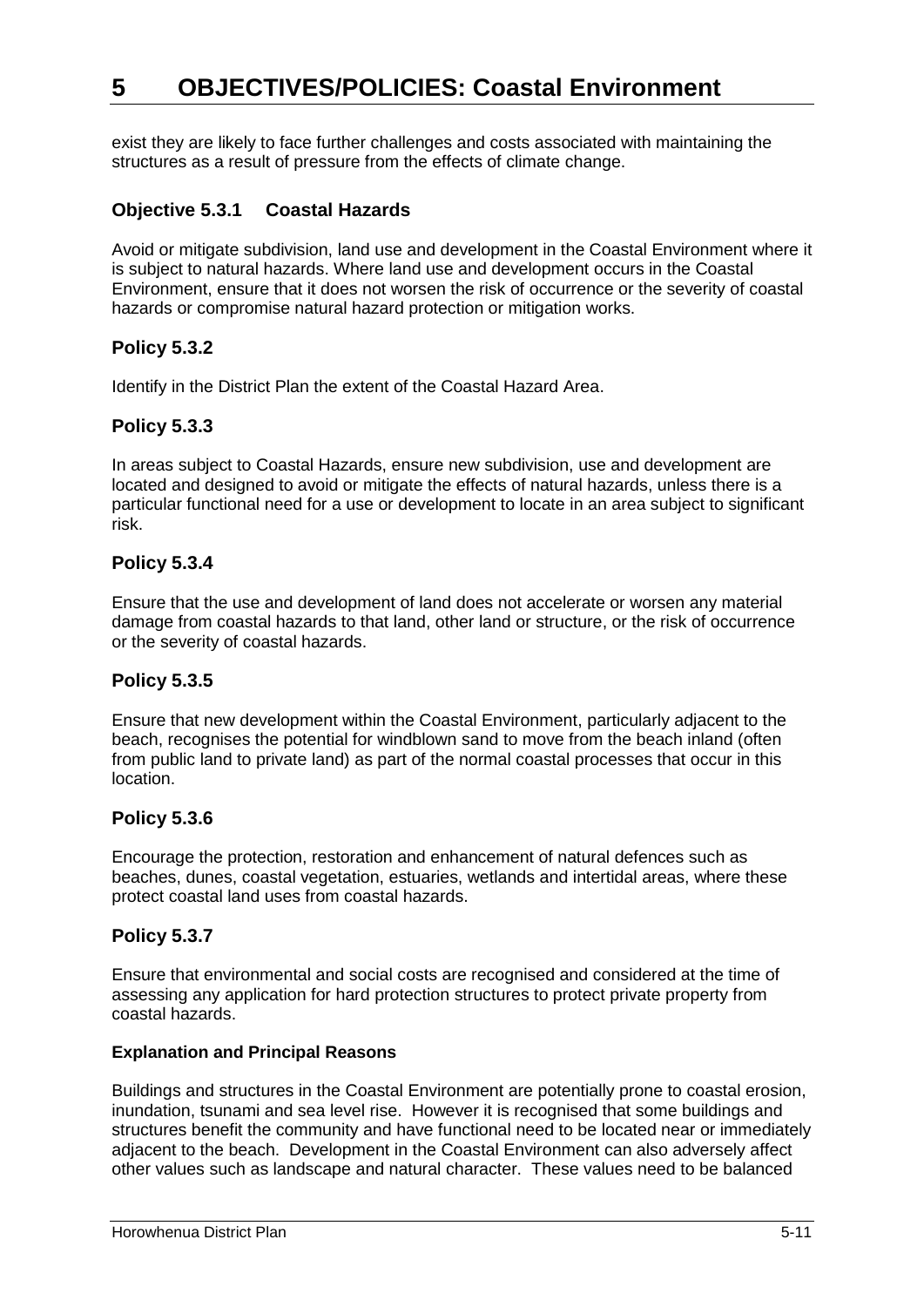exist they are likely to face further challenges and costs associated with maintaining the structures as a result of pressure from the effects of climate change.

### Objective 5.3.1 Coastal Hazards

Avoid or mitigate subdivision, land use and development in the Coastal Environment where it is subject to natural hazards. Where land use and development occurs in the Coastal Environment, ensure that it does not worsen the risk of occurrence or the severity of coastal hazards or compromise natural hazard protection or mitigation works.

### Policy 5.3.2

Identify in the District Plan the extent of the Coastal Hazard Area.

### Policy 5.3.3

In areas subject to Coastal Hazards, ensure new subdivision, use and development are located and designed to avoid or mitigate the effects of natural hazards, unless there is a particular functional need for a use or development to locate in an area subject to significant risk.

### Policy 5.3.4

Ensure that the use and development of land does not accelerate or worsen any material damage from coastal hazards to that land, other land or structure, or the risk of occurrence or the severity of coastal hazards.

### Policy 5.3.5

Ensure that new development within the Coastal Environment, particularly adjacent to the beach, recognises the potential for windblown sand to move from the beach inland (often from public land to private land) as part of the normal coastal processes that occur in this location.

### Policy 5.3.6

Encourage the protection, restoration and enhancement of natural defences such as beaches, dunes, coastal vegetation, estuaries, wetlands and intertidal areas, where these protect coastal land uses from coastal hazards.

### Policy 5.3.7

Ensure that environmental and social costs are recognised and considered at the time of assessing any application for hard protection structures to protect private property from coastal hazards.

#### Explanation and Principal Reasons

Buildings and structures in the Coastal Environment are potentially prone to coastal erosion, inundation, tsunami and sea level rise. However it is recognised that some buildings and structures benefit the community and have functional need to be located near or immediately adjacent to the beach. Development in the Coastal Environment can also adversely affect other values such as landscape and natural character. These values need to be balanced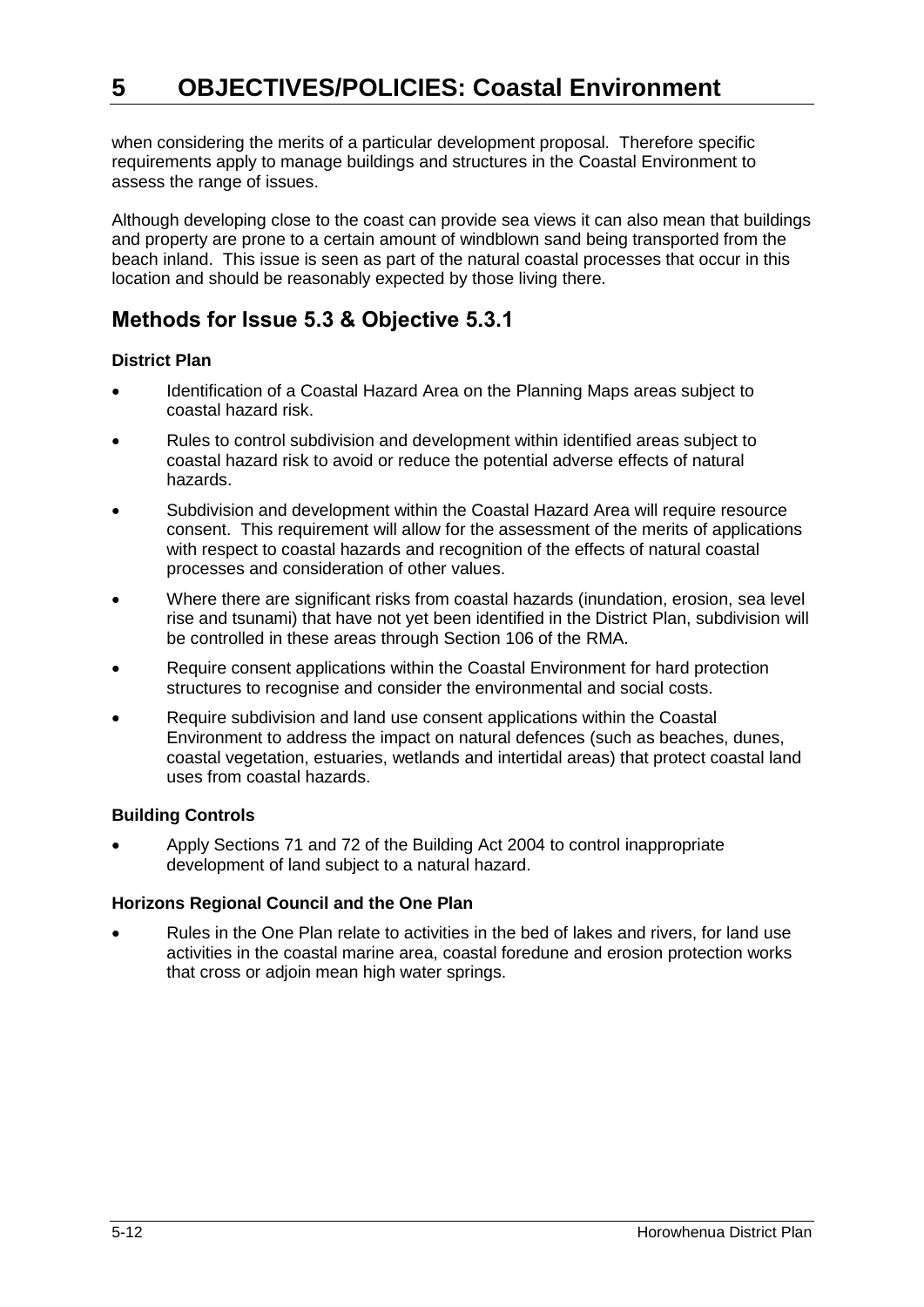when considering the merits of a particular development proposal. Therefore specific requirements apply to manage buildings and structures in the Coastal Environment to assess the range of issues.

Although developing close to the coast can provide sea views it can also mean that buildings and property are prone to a certain amount of windblown sand being transported from the beach inland. This issue is seen as part of the natural coastal processes that occur in this location and should be reasonably expected by those living there.

## Methods for Issue 5.3 & Objective 5.3.1

**District Plan**

- Identification of a Coastal Hazard Area on the Planning Maps areas subject to coastal hazard risk.
- Rules to control subdivision and development within identified areas subject to coastal hazard risk to avoid or reduce the potential adverse effects of natural hazards.
- Subdivision and development within the Coastal Hazard Area will require resource consent. This requirement will allow for the assessment of the merits of applications with respect to coastal hazards and recognition of the effects of natural coastal processes and consideration of other values.
- Where there are significant risks from coastal hazards (inundation, erosion, sea level rise and tsunami) that have not yet been identified in the District Plan, subdivision will be controlled in these areas through Section 106 of the RMA.
- Require consent applications within the Coastal Environment for hard protection structures to recognise and consider the environmental and social costs.
- Require subdivision and land use consent applications within the Coastal Environment to address the impact on natural defences (such as beaches, dunes, coastal vegetation, estuaries, wetlands and intertidal areas) that protect coastal land uses from coastal hazards.

**Building Controls**

- Apply Sections 71 and 72 of the Building Act 2004 to control inappropriate development of land subject to a natural hazard.

**Horizons Regional Council and the One Plan**

- Rules in the One Plan relate to activities in the bed of lakes and rivers, for land use activities in the coastal marine area, coastal foredune and erosion protection works that cross or adjoin mean high water springs.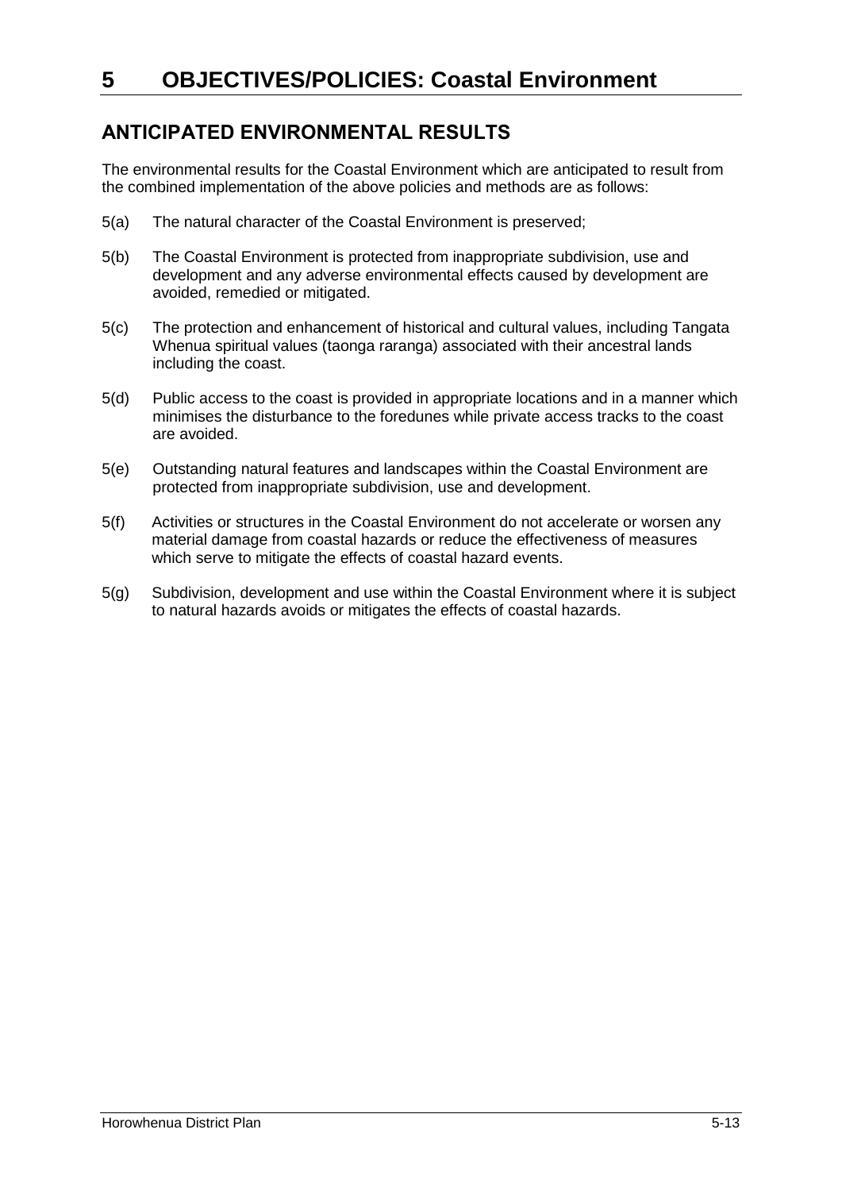# 5 OBJECTIVES/POLICIES: Coastal Environment

## ANTICIPATED ENVIRONMENTAL RESULTS

The environmental results for the Coastal Environment which are anticipated to result from the combined implementation of the above policies and methods are as follows:

5(a) The natural character of the Coastal Environment is preserved;

5(b) The Coastal Environment is protected from inappropriate subdivision, use and development and any adverse environmental effects caused by development are avoided, remedied or mitigated.

5(c) The protection and enhancement of historical and cultural values, including Tangata Whenua spiritual values (taonga raranga) associated with their ancestral lands including the coast.

5(d) Public access to the coast is provided in appropriate locations and in a manner which minimises the disturbance to the foredunes while private access tracks to the coast are avoided.

5(e) Outstanding natural features and landscapes within the Coastal Environment are protected from inappropriate subdivision, use and development.

5(f) Activities or structures in the Coastal Environment do not accelerate or worsen any material damage from coastal hazards or reduce the effectiveness of measures which serve to mitigate the effects of coastal hazard events.

5(g) Subdivision, development and use within the Coastal Environment where it is subject to natural hazards avoids or mitigates the effects of coastal hazards.